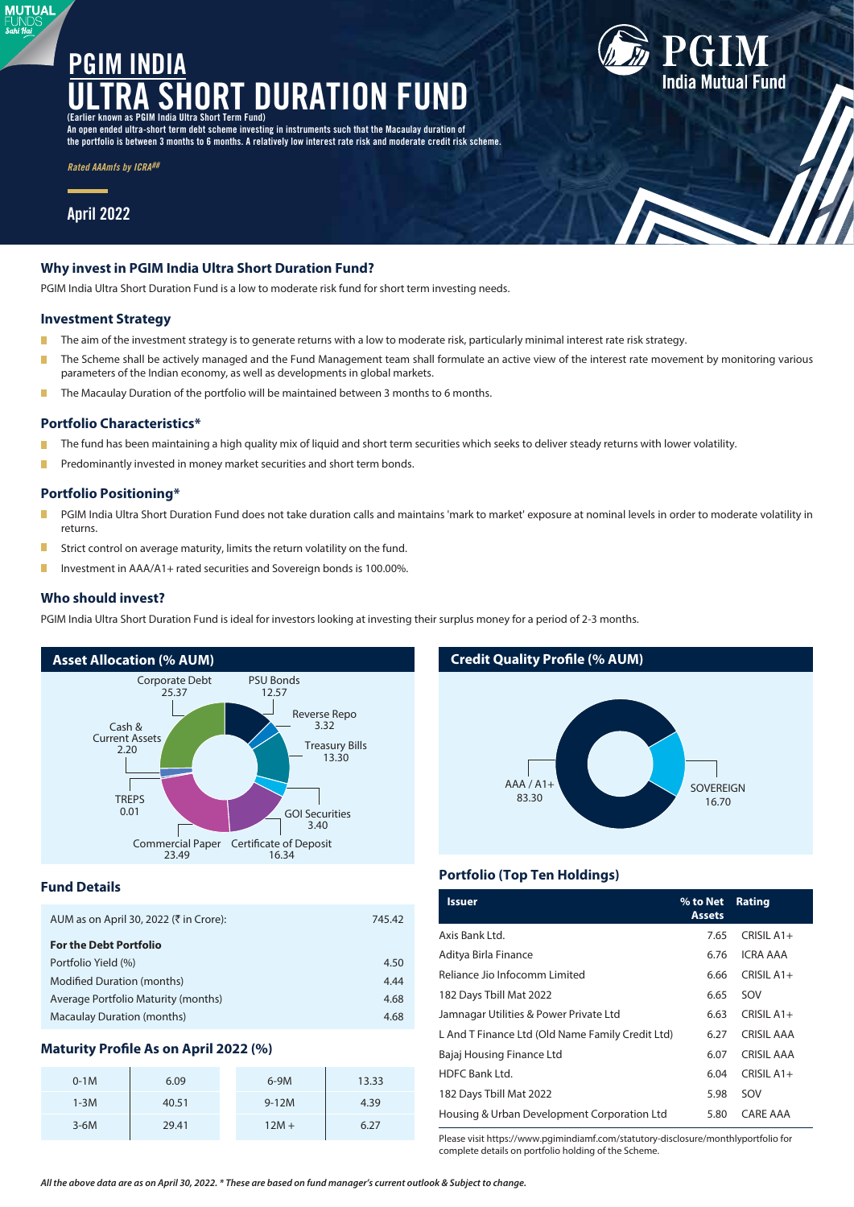# PGIM INDIA ULTRA SHORT DURATION FUND

(Earlier known as PGIM India Ultra Short Term Fund)

An open ended ultra-short term debt scheme investing in instruments such that the Macaulay duration of the portfolio is between 3 months to 6 months. A relatively low interest rate risk and moderate credit risk scheme.

*Rated AAAmfs by ICRA##*

April 2022

## Why invest in PGIM India Ultra Short Duration Fund?

PGIM India Ultra Short Duration Fund is a low to moderate risk fund for short term investing needs.

### Investment Strategy

- The aim of the investment strategy is to generate returns with a low to moderate risk, particularly minimal interest rate risk strategy.
- The Scheme shall be actively managed and the Fund Management team shall formulate an active view of the interest rate movement by monitoring various parameters of the Indian economy, as well as developments in global markets.
- The Macaulay Duration of the portfolio will be maintained between 3 months to 6 months.

### Portfolio Characteristics*

- The fund has been maintaining a high quality mix of liquid and short term securities which seeks to deliver steady returns with lower volatility.
- Predominantly invested in money market securities and short term bonds.

### Portfolio Positioning*

- PGIM India Ultra Short Duration Fund does not take duration calls and maintains 'mark to market' exposure at nominal levels in order to moderate volatility in returns.
- Strict control on average maturity, limits the return volatility on the fund.
- Investment in AAA/A1+ rated securities and Sovereign bonds is 100.00%.

### Who should invest?

PGIM India Ultra Short Duration Fund is ideal for investors looking at investing their surplus money for a period of 2-3 months.

### Asset Allocation (% AUM)

| Asset | % AUM |
|---|---|
| Corporate Debt | 25.37 |
| PSU Bonds | 12.57 |
| Reverse Repo | 3.32 |
| Treasury Bills | 13.30 |
| GOI Securities | 3.40 |
| Certificate of Deposit | 16.34 |
| Commercial Paper | 23.49 |
| TREPS | 0.01 |
| Cash & Current Assets | 2.20 |

### Credit Quality Profile (% AUM)

| Rating | % AUM |
|---|---|
| AAA / A1+ | 83.30 |
| SOVEREIGN | 16.70 |

### Fund Details

| | |
|---|---|
| AUM as on April 30, 2022 (₹ in Crore): | 745.42 |
| **For the Debt Portfolio** | |
| Portfolio Yield (%) | 4.50 |
| Modified Duration (months) | 4.44 |
| Average Portfolio Maturity (months) | 4.68 |
| Macaulay Duration (months) | 4.68 |

### Maturity Profile As on April 2022 (%)

| Period | % | Period | % |
|---|---|---|---|
| 0-1M | 6.09 | 6-9M | 13.33 |
| 1-3M | 40.51 | 9-12M | 4.39 |
| 3-6M | 29.41 | 12M + | 6.27 |

### Portfolio (Top Ten Holdings)

| Issuer | % to Net Assets | Rating |
|---|---|---|
| Axis Bank Ltd. | 7.65 | CRISIL A1+ |
| Aditya Birla Finance | 6.76 | ICRA AAA |
| Reliance Jio Infocomm Limited | 6.66 | CRISIL A1+ |
| 182 Days Tbill Mat 2022 | 6.65 | SOV |
| Jamnagar Utilities & Power Private Ltd | 6.63 | CRISIL A1+ |
| L And T Finance Ltd (Old Name Family Credit Ltd) | 6.27 | CRISIL AAA |
| Bajaj Housing Finance Ltd | 6.07 | CRISIL AAA |
| HDFC Bank Ltd. | 6.04 | CRISIL A1+ |
| 182 Days Tbill Mat 2022 | 5.98 | SOV |
| Housing & Urban Development Corporation Ltd | 5.80 | CARE AAA |

Please visit https://www.pgimindiamf.com/statutory-disclosure/monthlyportfolio for complete details on portfolio holding of the Scheme.

*All the above data are as on April 30, 2022. * These are based on fund manager's current outlook & Subject to change.*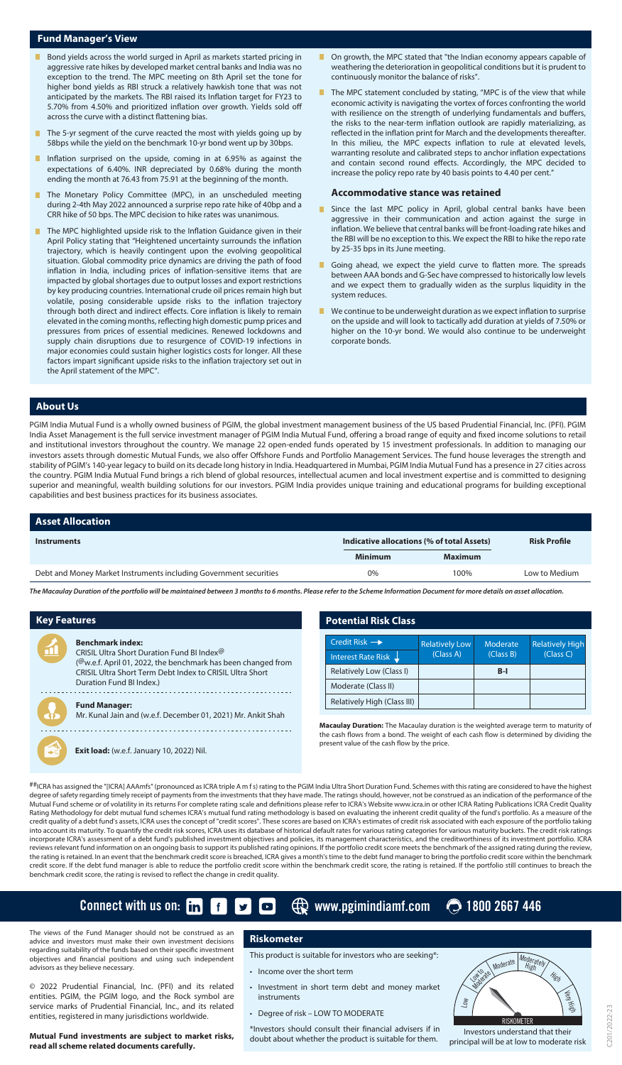## Fund Manager's View

- Bond yields across the world surged in April as markets started pricing in aggressive rate hikes by developed market central banks and India was no exception to the trend. The MPC meeting on 8th April set the tone for higher bond yields as RBI struck a relatively hawkish tone that was not anticipated by the markets. The RBI raised its Inflation target for FY23 to 5.70% from 4.50% and prioritized inflation over growth. Yields sold off across the curve with a distinct flattening bias.
- The 5-yr segment of the curve reacted the most with yields going up by 58bps while the yield on the benchmark 10-yr bond went up by 30bps.
- Inflation surprised on the upside, coming in at 6.95% as against the expectations of 6.40%. INR depreciated by 0.68% during the month ending the month at 76.43 from 75.91 at the beginning of the month.
- The Monetary Policy Committee (MPC), in an unscheduled meeting during 2-4th May 2022 announced a surprise repo rate hike of 40bp and a CRR hike of 50 bps. The MPC decision to hike rates was unanimous.
- The MPC highlighted upside risk to the Inflation Guidance given in their April Policy stating that "Heightened uncertainty surrounds the inflation trajectory, which is heavily contingent upon the evolving geopolitical situation. Global commodity price dynamics are driving the path of food inflation in India, including prices of inflation-sensitive items that are impacted by global shortages due to output losses and export restrictions by key producing countries. International crude oil prices remain high but volatile, posing considerable upside risks to the inflation trajectory through both direct and indirect effects. Core inflation is likely to remain elevated in the coming months, reflecting high domestic pump prices and pressures from prices of essential medicines. Renewed lockdowns and supply chain disruptions due to resurgence of COVID-19 infections in major economies could sustain higher logistics costs for longer. All these factors impart significant upside risks to the inflation trajectory set out in the April statement of the MPC".
- On growth, the MPC stated that "the Indian economy appears capable of weathering the deterioration in geopolitical conditions but it is prudent to continuously monitor the balance of risks".
- The MPC statement concluded by stating, "MPC is of the view that while economic activity is navigating the vortex of forces confronting the world with resilience on the strength of underlying fundamentals and buffers, the risks to the near-term inflation outlook are rapidly materializing, as reflected in the inflation print for March and the developments thereafter. In this milieu, the MPC expects inflation to rule at elevated levels, warranting resolute and calibrated steps to anchor inflation expectations and contain second round effects. Accordingly, the MPC decided to increase the policy repo rate by 40 basis points to 4.40 per cent."

### Accommodative stance was retained

- Since the last MPC policy in April, global central banks have been aggressive in their communication and action against the surge in inflation. We believe that central banks will be front-loading rate hikes and the RBI will be no exception to this. We expect the RBI to hike the repo rate by 25-35 bps in its June meeting.
- Going ahead, we expect the yield curve to flatten more. The spreads between AAA bonds and G-Sec have compressed to historically low levels and we expect them to gradually widen as the surplus liquidity in the system reduces.
- We continue to be underweight duration as we expect inflation to surprise on the upside and will look to tactically add duration at yields of 7.50% or higher on the 10-yr bond. We would also continue to be underweight corporate bonds.

## About Us

PGIM India Mutual Fund is a wholly owned business of PGIM, the global investment management business of the US based Prudential Financial, Inc. (PFI). PGIM India Asset Management is the full service investment manager of PGIM India Mutual Fund, offering a broad range of equity and fixed income solutions to retail and institutional investors throughout the country. We manage 22 open-ended funds operated by 15 investment professionals. In addition to managing our investors assets through domestic Mutual Funds, we also offer Offshore Funds and Portfolio Management Services. The fund house leverages the strength and stability of PGIM's 140-year legacy to build on its decade long history in India. Headquartered in Mumbai, PGIM India Mutual Fund has a presence in 27 cities across the country. PGIM India Mutual Fund brings a rich blend of global resources, intellectual acumen and local investment expertise and is committed to designing superior and meaningful, wealth building solutions for our investors. PGIM India provides unique training and educational programs for building exceptional capabilities and best business practices for its business associates.

## Asset Allocation

| Instruments | Indicative allocations (% of total Assets) | | Risk Profile |
|---|---|---|---|
| | Minimum | Maximum | |
| Debt and Money Market Instruments including Government securities | 0% | 100% | Low to Medium |

*The Macaulay Duration of the portfolio will be maintained between 3 months to 6 months. Please refer to the Scheme Information Document for more details on asset allocation.*

## Key Features

**Benchmark index:**
CRISIL Ultra Short Duration Fund BI Index@
(@w.e.f. April 01, 2022, the benchmark has been changed from CRISIL Ultra Short Term Debt Index to CRISIL Ultra Short Duration Fund BI Index.)

**Fund Manager:**
Mr. Kunal Jain and (w.e.f. December 01, 2021) Mr. Ankit Shah

**Exit load:** (w.e.f. January 10, 2022) Nil.

## Potential Risk Class

| Credit Risk → / Interest Rate Risk ↓ | Relatively Low (Class A) | Moderate (Class B) | Relatively High (Class C) |
|---|---|---|---|
| Relatively Low (Class I) | | B-I | |
| Moderate (Class II) | | | |
| Relatively High (Class III) | | | |

**Macaulay Duration:** The Macaulay duration is the weighted average term to maturity of the cash flows from a bond. The weight of each cash flow is determined by dividing the present value of the cash flow by the price.

##ICRA has assigned the "[ICRA] AAAmfs" (pronounced as ICRA triple A m f s) rating to the PGIM India Ultra Short Duration Fund. Schemes with this rating are considered to have the highest degree of safety regarding timely receipt of payments from the investments that they have made. The ratings should, however, not be construed as an indication of the performance of the Mutual Fund scheme or of volatility in its returns For complete rating scale and definitions please refer to ICRA's Website www.icra.in or other ICRA Rating Publications ICRA Credit Quality Rating Methodology for debt mutual fund schemes ICRA's mutual fund rating methodology is based on evaluating the inherent credit quality of the fund's portfolio. As a measure of the credit quality of a debt fund's assets, ICRA uses the concept of "credit scores". These scores are based on ICRA's estimates of credit risk associated with each exposure of the portfolio taking into account its maturity. To quantify the credit risk scores, ICRA uses its database of historical default rates for various rating categories for various maturity buckets. The credit risk ratings incorporate ICRA's assessment of a debt fund's published investment objectives and policies, its management characteristics, and the creditworthiness of its investment portfolio. ICRA reviews relevant fund information on an ongoing basis to support its published rating opinions. If the portfolio credit score meets the benchmark of the assigned rating during the review, the rating is retained. In an event that the benchmark credit score is breached, ICRA gives a month's time to the debt fund manager to bring the portfolio credit score within the benchmark credit score. If the debt fund manager is able to reduce the portfolio credit score within the benchmark credit score, the rating is retained. If the portfolio still continues to breach the benchmark credit score, the rating is revised to reflect the change in credit quality.

**Connect with us on:** www.pgimindiamf.com 1800 2667 446

The views of the Fund Manager should not be construed as an advice and investors must make their own investment decisions regarding suitability of the funds based on their specific investment objectives and financial positions and using such independent advisors as they believe necessary.

© 2022 Prudential Financial, Inc. (PFI) and its related entities. PGIM, the PGIM logo, and the Rock symbol are service marks of Prudential Financial, Inc., and its related entities, registered in many jurisdictions worldwide.

**Mutual Fund investments are subject to market risks, read all scheme related documents carefully.**

## Riskometer

This product is suitable for investors who are seeking*:

- Income over the short term
- Investment in short term debt and money market instruments
- Degree of risk – LOW TO MODERATE

*Investors should consult their financial advisers if in doubt about whether the product is suitable for them.

Low
Low to Moderate
Moderate
Moderately High
High
Very High
RISKOMETER

Investors understand that their principal will be at low to moderate risk

C201/2022-23